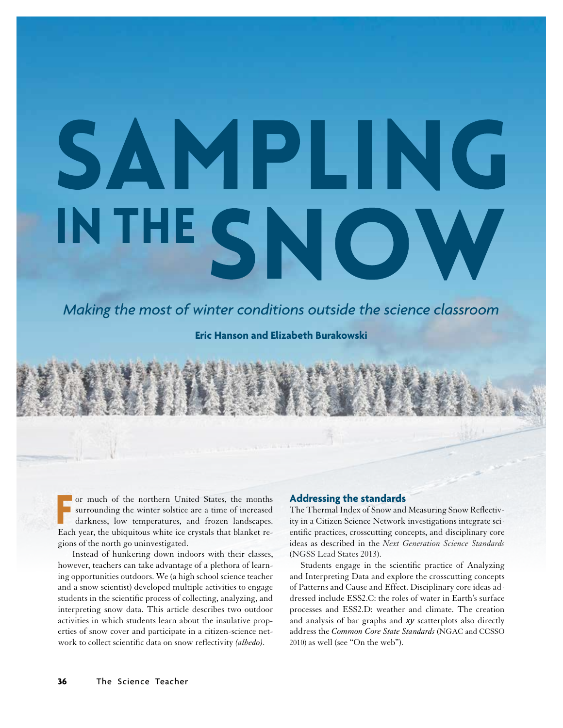# SAMPLING IN THE SNOW

*Making the most of winter conditions outside the science classroom*

**Eric Hanson and Elizabeth Burakowski**

For much of the northern United States, the months surrounding the winter solstice are a time of increased darkness, low temperatures, and frozen landscapes. Each year, the ubiquitous white ice crystals that blanket regions of the north go uninvestigated.

Instead of hunkering down indoors with their classes, however, teachers can take advantage of a plethora of learning opportunities outdoors. We (a high school science teacher and a snow scientist) developed multiple activities to engage students in the scientific process of collecting, analyzing, and interpreting snow data. This article describes two outdoor activities in which students learn about the insulative properties of snow cover and participate in a citizen-science network to collect scientific data on snow reflectivity *(albedo)*.

## Addressing the standards

The Thermal Index of Snow and Measuring Snow Reflectivity in a Citizen Science Network investigations integrate scientific practices, crosscutting concepts, and disciplinary core ideas as described in the *Next Generation Science Standards* (NGSS Lead States 2013).

Students engage in the scientific practice of Analyzing and Interpreting Data and explore the crosscutting concepts of Patterns and Cause and Effect. Disciplinary core ideas addressed include ESS2.C: the roles of water in Earth's surface processes and ESS2.D: weather and climate. The creation and analysis of bar graphs and *xy* scatterplots also directly address the *Common Core State Standards* (NGAC and CCSSO 2010) as well (see "On the web").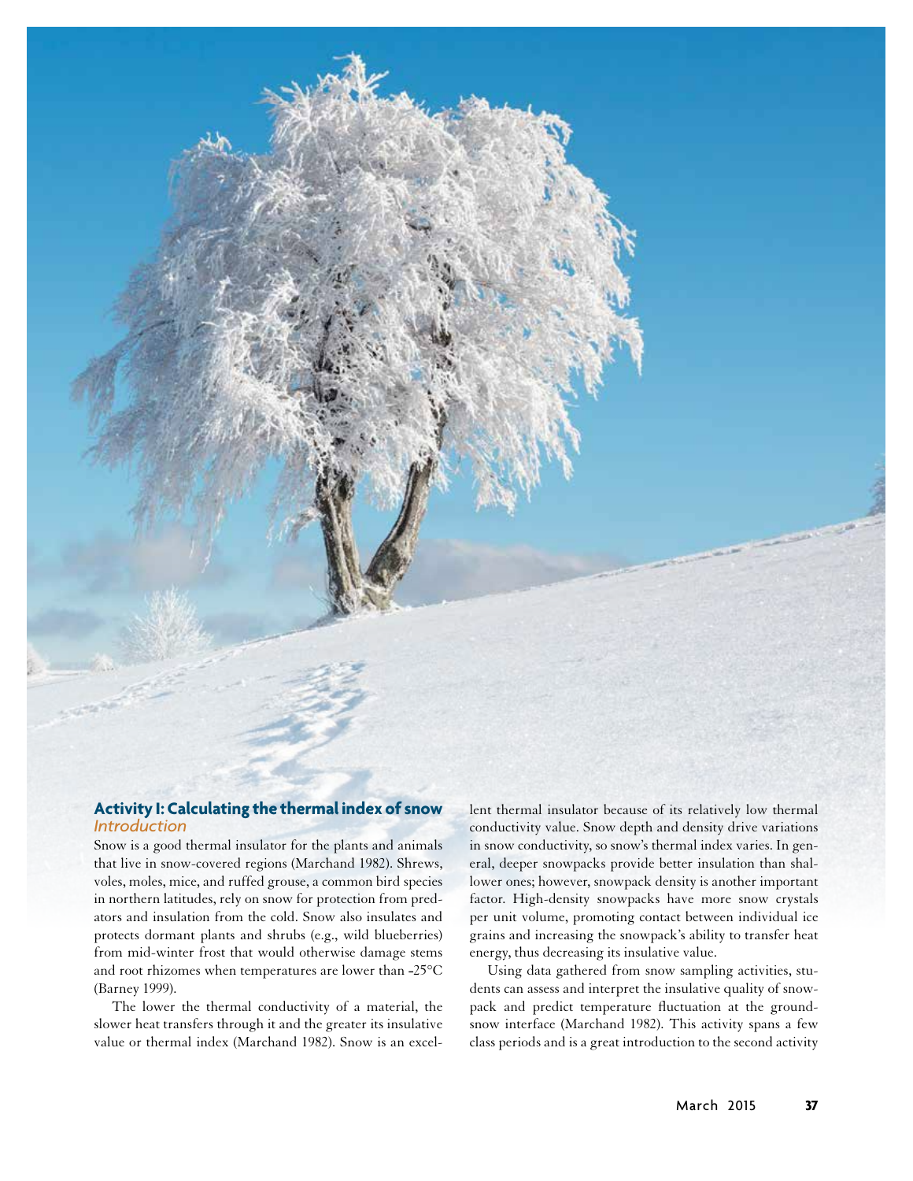## Activity I: Calculating the thermal index of snow

*Introduction*

Snow is a good thermal insulator for the plants and animals that live in snow-covered regions (Marchand 1982). Shrews, voles, moles, mice, and ruffed grouse, a common bird species in northern latitudes, rely on snow for protection from predators and insulation from the cold. Snow also insulates and protects dormant plants and shrubs (e.g., wild blueberries) from mid-winter frost that would otherwise damage stems and root rhizomes when temperatures are lower than -25°C (Barney 1999).

The lower the thermal conductivity of a material, the slower heat transfers through it and the greater its insulative value or thermal index (Marchand 1982). Snow is an excellent thermal insulator because of its relatively low thermal conductivity value. Snow depth and density drive variations in snow conductivity, so snow's thermal index varies. In general, deeper snowpacks provide better insulation than shallower ones; however, snowpack density is another important factor. High-density snowpacks have more snow crystals per unit volume, promoting contact between individual ice grains and increasing the snowpack's ability to transfer heat energy, thus decreasing its insulative value.

Using data gathered from snow sampling activities, students can assess and interpret the insulative quality of snowpack and predict temperature fluctuation at the ground-snow interface (Marchand 1982). This activity spans a few class periods and is a great introduction to the second activity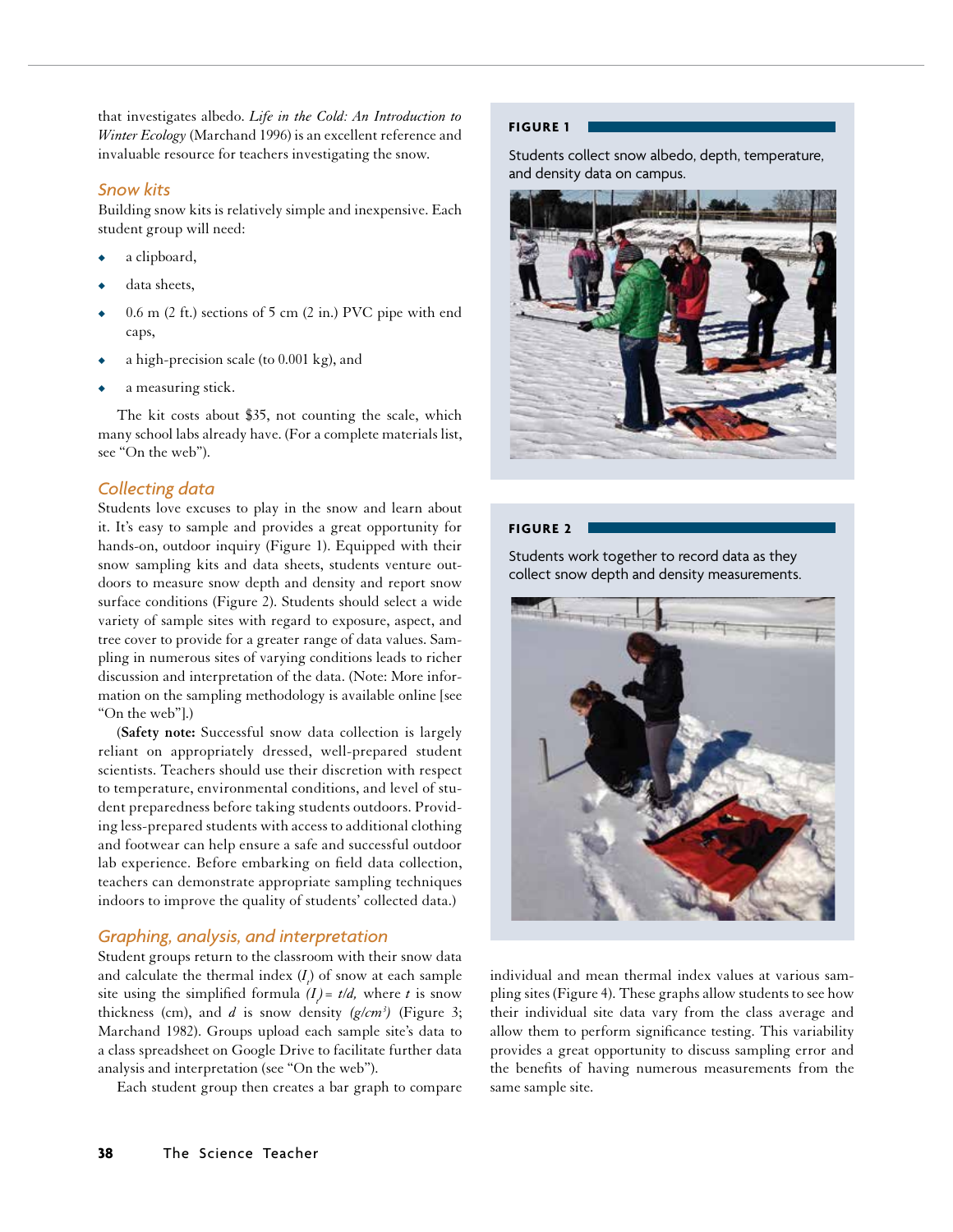that investigates albedo. *Life in the Cold: An Introduction to Winter Ecology* (Marchand 1996) is an excellent reference and invaluable resource for teachers investigating the snow.

## Snow kits

Building snow kits is relatively simple and inexpensive. Each student group will need:

- a clipboard,
- data sheets,
- 0.6 m (2 ft.) sections of 5 cm (2 in.) PVC pipe with end caps,
- a high-precision scale (to 0.001 kg), and
- a measuring stick.

The kit costs about $35, not counting the scale, which many school labs already have. (For a complete materials list, see "On the web").

## Collecting data

Students love excuses to play in the snow and learn about it. It's easy to sample and provides a great opportunity for hands-on, outdoor inquiry (Figure 1). Equipped with their snow sampling kits and data sheets, students venture outdoors to measure snow depth and density and report snow surface conditions (Figure 2). Students should select a wide variety of sample sites with regard to exposure, aspect, and tree cover to provide for a greater range of data values. Sampling in numerous sites of varying conditions leads to richer discussion and interpretation of the data. (Note: More information on the sampling methodology is available online [see "On the web"].)

(**Safety note:** Successful snow data collection is largely reliant on appropriately dressed, well-prepared student scientists. Teachers should use their discretion with respect to temperature, environmental conditions, and level of student preparedness before taking students outdoors. Providing less-prepared students with access to additional clothing and footwear can help ensure a safe and successful outdoor lab experience. Before embarking on field data collection, teachers can demonstrate appropriate sampling techniques indoors to improve the quality of students' collected data.)

## Graphing, analysis, and interpretation

Student groups return to the classroom with their snow data and calculate the thermal index ($I_t$) of snow at each sample site using the simplified formula $(I_t) = t/d$, where $t$ is snow thickness (cm), and $d$ is snow density $(g/cm^3)$ (Figure 3; Marchand 1982). Groups upload each sample site's data to a class spreadsheet on Google Drive to facilitate further data analysis and interpretation (see "On the web").

Each student group then creates a bar graph to compare individual and mean thermal index values at various sampling sites (Figure 4). These graphs allow students to see how their individual site data vary from the class average and allow them to perform significance testing. This variability provides a great opportunity to discuss sampling error and the benefits of having numerous measurements from the same sample site.

**FIGURE 1**

Students collect snow albedo, depth, temperature, and density data on campus.

**FIGURE 2**

Students work together to record data as they collect snow depth and density measurements.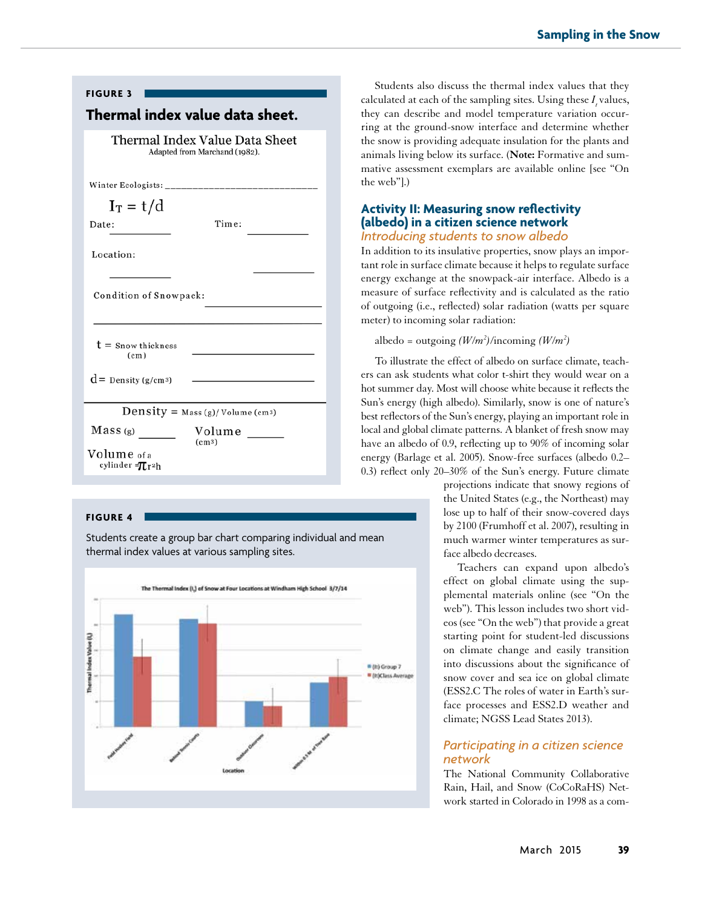**FIGURE 3**

## Thermal index value data sheet.

Thermal Index Value Data Sheet
Adapted from Marchand (1982).

Winter Ecologists: ___________________________

$I_T = t/d$

Date: __________ Time: __________

Location: __________ __________

Condition of Snowpack: ____________________

____________________________________________

t = Snow thickness (cm) ____________________

d = Density (g/cm3) ____________________

Density = Mass (g)/ Volume (cm3)

Mass (g) ______ Volume (cm3) ______

Volume of a cylinder $= \pi r^2 h$

**FIGURE 4**

Students create a group bar chart comparing individual and mean thermal index values at various sampling sites.

Students also discuss the thermal index values that they calculated at each of the sampling sites. Using these $I_t$ values, they can describe and model temperature variation occurring at the ground-snow interface and determine whether the snow is providing adequate insulation for the plants and animals living below its surface. (**Note:** Formative and summative assessment exemplars are available online [see "On the web"].)

## Activity II: Measuring snow reflectivity (albedo) in a citizen science network

### *Introducing students to snow albedo*

In addition to its insulative properties, snow plays an important role in surface climate because it helps to regulate surface energy exchange at the snowpack-air interface. Albedo is a measure of surface reflectivity and is calculated as the ratio of outgoing (i.e., reflected) solar radiation (watts per square meter) to incoming solar radiation:

albedo = outgoing $(W/m^2)$/incoming $(W/m^2)$

To illustrate the effect of albedo on surface climate, teachers can ask students what color t-shirt they would wear on a hot summer day. Most will choose white because it reflects the Sun's energy (high albedo). Similarly, snow is one of nature's best reflectors of the Sun's energy, playing an important role in local and global climate patterns. A blanket of fresh snow may have an albedo of 0.9, reflecting up to 90% of incoming solar energy (Barlage et al. 2005). Snow-free surfaces (albedo 0.2–0.3) reflect only 20–30% of the Sun's energy. Future climate projections indicate that snowy regions of the United States (e.g., the Northeast) may lose up to half of their snow-covered days by 2100 (Frumhoff et al. 2007), resulting in much warmer winter temperatures as surface albedo decreases.

Teachers can expand upon albedo's effect on global climate using the supplemental materials online (see "On the web"). This lesson includes two short videos (see "On the web") that provide a great starting point for student-led discussions on climate change and easily transition into discussions about the significance of snow cover and sea ice on global climate (ESS2.C The roles of water in Earth's surface processes and ESS2.D weather and climate; NGSS Lead States 2013).

### *Participating in a citizen science network*

The National Community Collaborative Rain, Hail, and Snow (CoCoRaHS) Network started in Colorado in 1998 as a com-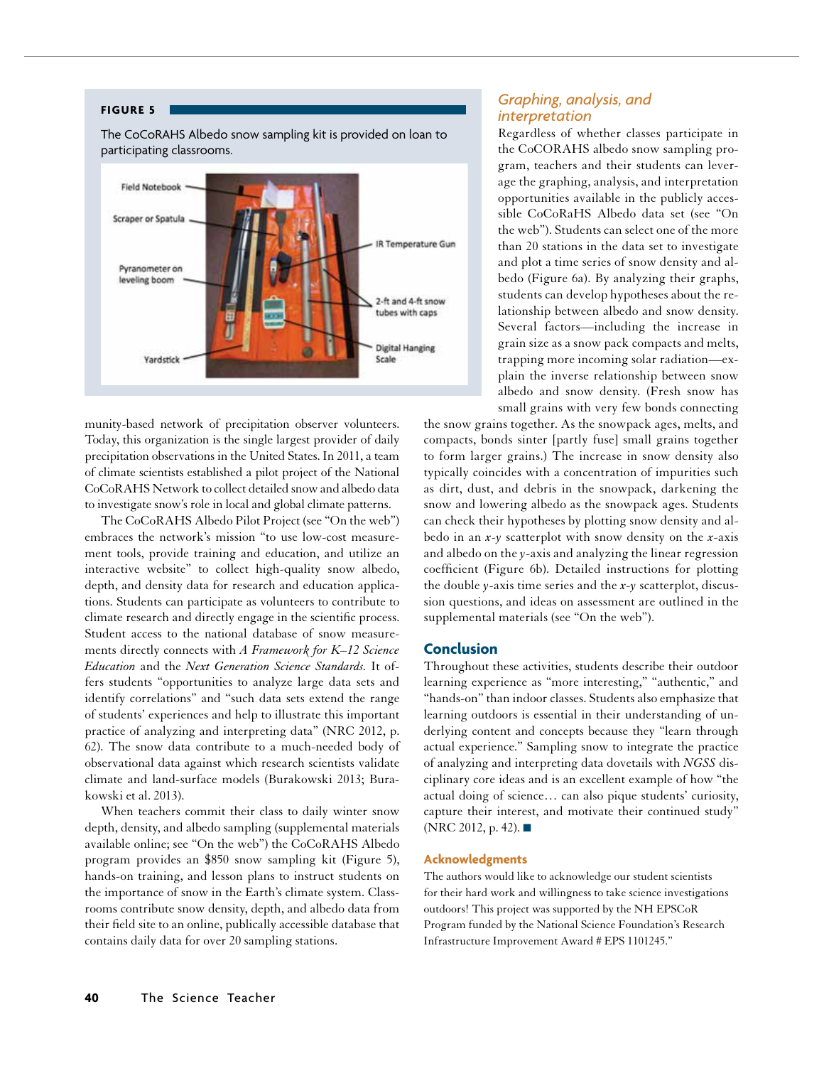**FIGURE 5**

The CoCoRAHS Albedo snow sampling kit is provided on loan to participating classrooms.

munity-based network of precipitation observer volunteers. Today, this organization is the single largest provider of daily precipitation observations in the United States. In 2011, a team of climate scientists established a pilot project of the National CoCoRAHS Network to collect detailed snow and albedo data to investigate snow's role in local and global climate patterns.

The CoCoRAHS Albedo Pilot Project (see "On the web") embraces the network's mission "to use low-cost measurement tools, provide training and education, and utilize an interactive website" to collect high-quality snow albedo, depth, and density data for research and education applications. Students can participate as volunteers to contribute to climate research and directly engage in the scientific process. Student access to the national database of snow measurements directly connects with *A Framework for K–12 Science Education* and the *Next Generation Science Standards*. It offers students "opportunities to analyze large data sets and identify correlations" and "such data sets extend the range of students' experiences and help to illustrate this important practice of analyzing and interpreting data" (NRC 2012, p. 62). The snow data contribute to a much-needed body of observational data against which research scientists validate climate and land-surface models (Burakowski 2013; Burakowski et al. 2013).

When teachers commit their class to daily winter snow depth, density, and albedo sampling (supplemental materials available online; see "On the web") the CoCoRAHS Albedo program provides an $850 snow sampling kit (Figure 5), hands-on training, and lesson plans to instruct students on the importance of snow in the Earth's climate system. Classrooms contribute snow density, depth, and albedo data from their field site to an online, publically accessible database that contains daily data for over 20 sampling stations.

## Graphing, analysis, and interpretation

Regardless of whether classes participate in the CoCORAHS albedo snow sampling program, teachers and their students can leverage the graphing, analysis, and interpretation opportunities available in the publicly accessible CoCoRaHS Albedo data set (see "On the web"). Students can select one of the more than 20 stations in the data set to investigate and plot a time series of snow density and albedo (Figure 6a). By analyzing their graphs, students can develop hypotheses about the relationship between albedo and snow density. Several factors—including the increase in grain size as a snow pack compacts and melts, trapping more incoming solar radiation—explain the inverse relationship between snow albedo and snow density. (Fresh snow has small grains with very few bonds connecting the snow grains together. As the snowpack ages, melts, and compacts, bonds sinter [partly fuse] small grains together to form larger grains.) The increase in snow density also typically coincides with a concentration of impurities such as dirt, dust, and debris in the snowpack, darkening the snow and lowering albedo as the snowpack ages. Students can check their hypotheses by plotting snow density and albedo in an *x*-*y* scatterplot with snow density on the *x*-axis and albedo on the *y*-axis and analyzing the linear regression coefficient (Figure 6b). Detailed instructions for plotting the double *y*-axis time series and the *x*-*y* scatterplot, discussion questions, and ideas on assessment are outlined in the supplemental materials (see "On the web").

## Conclusion

Throughout these activities, students describe their outdoor learning experience as "more interesting," "authentic," and "hands-on" than indoor classes. Students also emphasize that learning outdoors is essential in their understanding of underlying content and concepts because they "learn through actual experience." Sampling snow to integrate the practice of analyzing and interpreting data dovetails with *NGSS* disciplinary core ideas and is an excellent example of how "the actual doing of science… can also pique students' curiosity, capture their interest, and motivate their continued study" (NRC 2012, p. 42). ■

### Acknowledgments

The authors would like to acknowledge our student scientists for their hard work and willingness to take science investigations outdoors! This project was supported by the NH EPSCoR Program funded by the National Science Foundation's Research Infrastructure Improvement Award # EPS 1101245."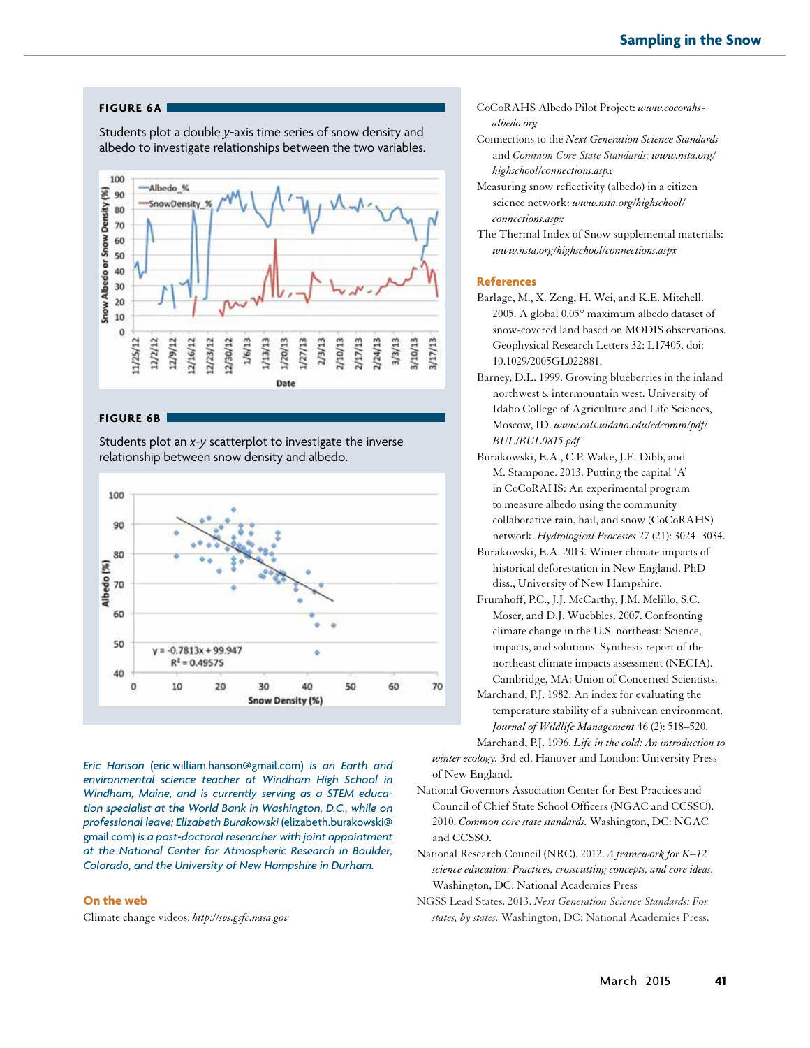**FIGURE 6A**

Students plot a double *y*-axis time series of snow density and albedo to investigate relationships between the two variables.

Albedo_%
SnowDensity_%
Snow Albedo or Snow Density (%)
100
90
80
70
60
50
40
30
20
10
0
11/25/12
12/2/12
12/9/12
12/16/12
12/23/12
12/30/12
1/6/13
1/13/13
1/20/13
1/27/13
2/3/13
2/10/13
2/17/13
2/24/13
3/3/13
3/10/13
3/17/13
Date

**FIGURE 6B**

Students plot an *x-y* scatterplot to investigate the inverse relationship between snow density and albedo.

Albedo (%)
100
90
80
70
60
50
40
0
10
20
30
40
50
60
70
Snow Density (%)
y = -0.7813x + 99.947
$R^2$ = 0.49575

*Eric Hanson* (eric.william.hanson@gmail.com) *is an Earth and environmental science teacher at Windham High School in Windham, Maine, and is currently serving as a STEM education specialist at the World Bank in Washington, D.C., while on professional leave; Elizabeth Burakowski* (elizabeth.burakowski@gmail.com) *is a post-doctoral researcher with joint appointment at the National Center for Atmospheric Research in Boulder, Colorado, and the University of New Hampshire in Durham.*

## On the web

Climate change videos: *http://svs.gsfc.nasa.gov*

CoCoRAHS Albedo Pilot Project: *www.cocorahs-albedo.org*

Connections to the *Next Generation Science Standards* and *Common Core State Standards: www.nsta.org/highschool/connections.aspx*

Measuring snow reflectivity (albedo) in a citizen science network: *www.nsta.org/highschool/connections.aspx*

The Thermal Index of Snow supplemental materials: *www.nsta.org/highschool/connections.aspx*

## References

Barlage, M., X. Zeng, H. Wei, and K.E. Mitchell. 2005. A global 0.05° maximum albedo dataset of snow-covered land based on MODIS observations. Geophysical Research Letters 32: L17405. doi: 10.1029/2005GL022881.

Barney, D.L. 1999. Growing blueberries in the inland northwest & intermountain west. University of Idaho College of Agriculture and Life Sciences, Moscow, ID. *www.cals.uidaho.edu/edcomm/pdf/BUL/BUL0815.pdf*

Burakowski, E.A., C.P. Wake, J.E. Dibb, and M. Stampone. 2013. Putting the capital 'A' in CoCoRAHS: An experimental program to measure albedo using the community collaborative rain, hail, and snow (CoCoRAHS) network. *Hydrological Processes* 27 (21): 3024–3034.

Burakowski, E.A. 2013. Winter climate impacts of historical deforestation in New England. PhD diss., University of New Hampshire.

Frumhoff, P.C., J.J. McCarthy, J.M. Melillo, S.C. Moser, and D.J. Wuebbles. 2007. Confronting climate change in the U.S. northeast: Science, impacts, and solutions. Synthesis report of the northeast climate impacts assessment (NECIA). Cambridge, MA: Union of Concerned Scientists.

Marchand, P.J. 1982. An index for evaluating the temperature stability of a subnivean environment. *Journal of Wildlife Management* 46 (2): 518–520.

Marchand, P.J. 1996. *Life in the cold: An introduction to winter ecology.* 3rd ed. Hanover and London: University Press of New England.

National Governors Association Center for Best Practices and Council of Chief State School Officers (NGAC and CCSSO). 2010. *Common core state standards.* Washington, DC: NGAC and CCSSO.

National Research Council (NRC). 2012. *A framework for K–12 science education: Practices, crosscutting concepts, and core ideas.* Washington, DC: National Academies Press

NGSS Lead States. 2013. *Next Generation Science Standards: For states, by states.* Washington, DC: National Academies Press.